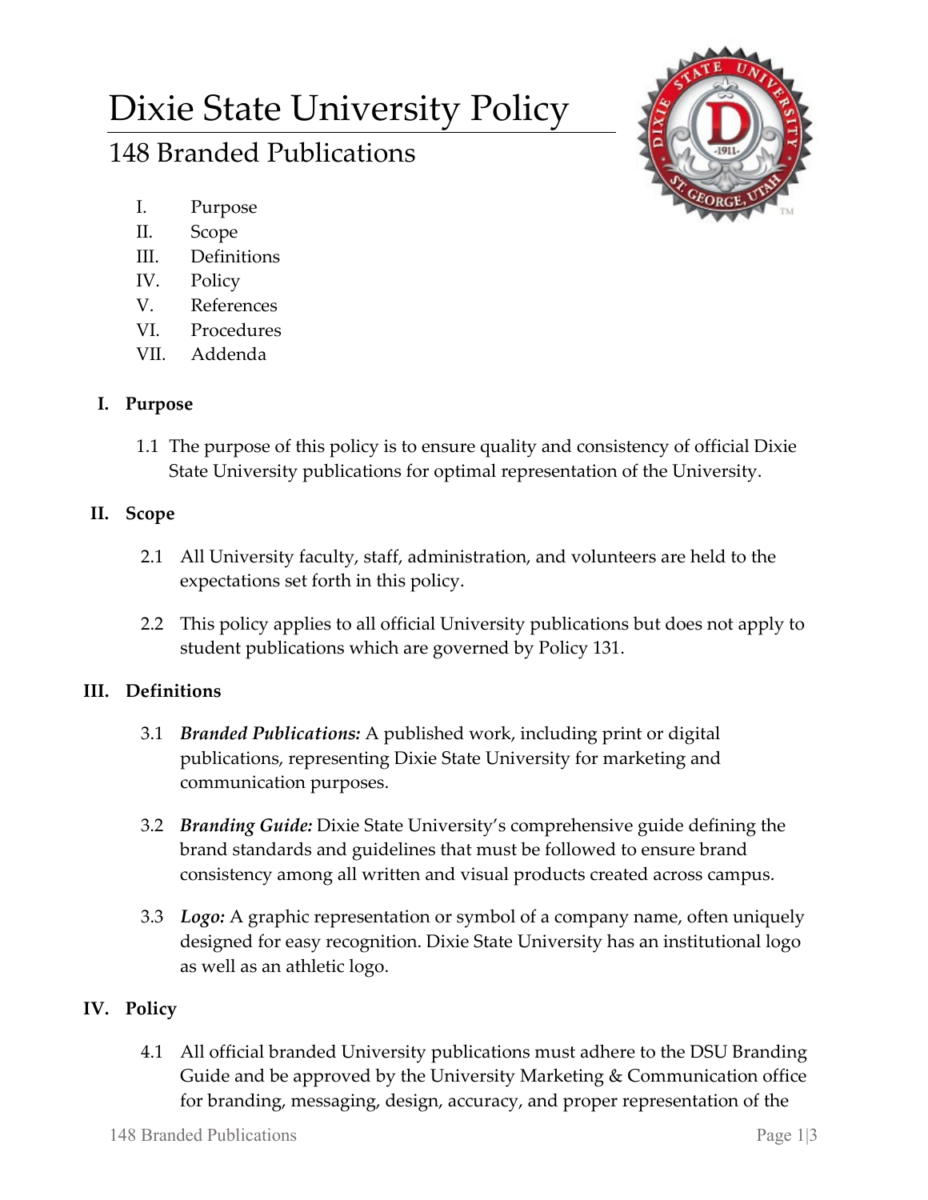# Dixie State University Policy

## 148 Branded Publications

I. Purpose
II. Scope
III. Definitions
IV. Policy
V. References
VI. Procedures
VII. Addenda

### I. Purpose

1.1 The purpose of this policy is to ensure quality and consistency of official Dixie State University publications for optimal representation of the University.

### II. Scope

2.1 All University faculty, staff, administration, and volunteers are held to the expectations set forth in this policy.

2.2 This policy applies to all official University publications but does not apply to student publications which are governed by Policy 131.

### III. Definitions

3.1 ***Branded Publications:*** A published work, including print or digital publications, representing Dixie State University for marketing and communication purposes.

3.2 ***Branding Guide:*** Dixie State University's comprehensive guide defining the brand standards and guidelines that must be followed to ensure brand consistency among all written and visual products created across campus.

3.3 ***Logo:*** A graphic representation or symbol of a company name, often uniquely designed for easy recognition. Dixie State University has an institutional logo as well as an athletic logo.

### IV. Policy

4.1 All official branded University publications must adhere to the DSU Branding Guide and be approved by the University Marketing & Communication office for branding, messaging, design, accuracy, and proper representation of the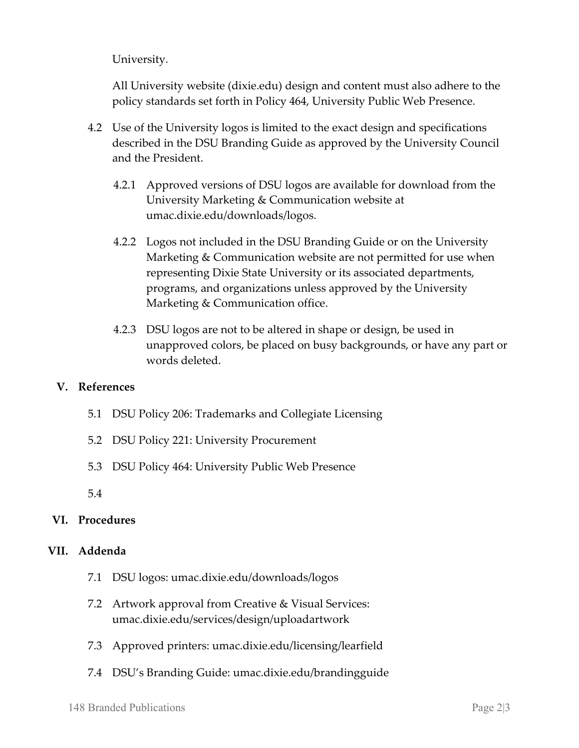University.

All University website (dixie.edu) design and content must also adhere to the policy standards set forth in Policy 464, University Public Web Presence.

4.2 Use of the University logos is limited to the exact design and specifications described in the DSU Branding Guide as approved by the University Council and the President.

4.2.1 Approved versions of DSU logos are available for download from the University Marketing & Communication website at umac.dixie.edu/downloads/logos.

4.2.2 Logos not included in the DSU Branding Guide or on the University Marketing & Communication website are not permitted for use when representing Dixie State University or its associated departments, programs, and organizations unless approved by the University Marketing & Communication office.

4.2.3 DSU logos are not to be altered in shape or design, be used in unapproved colors, be placed on busy backgrounds, or have any part or words deleted.

## V. References

5.1 DSU Policy 206: Trademarks and Collegiate Licensing

5.2 DSU Policy 221: University Procurement

5.3 DSU Policy 464: University Public Web Presence

5.4

## VI. Procedures

## VII. Addenda

7.1 DSU logos: umac.dixie.edu/downloads/logos

7.2 Artwork approval from Creative & Visual Services: umac.dixie.edu/services/design/uploadartwork

7.3 Approved printers: umac.dixie.edu/licensing/learfield

7.4 DSU's Branding Guide: umac.dixie.edu/brandingguide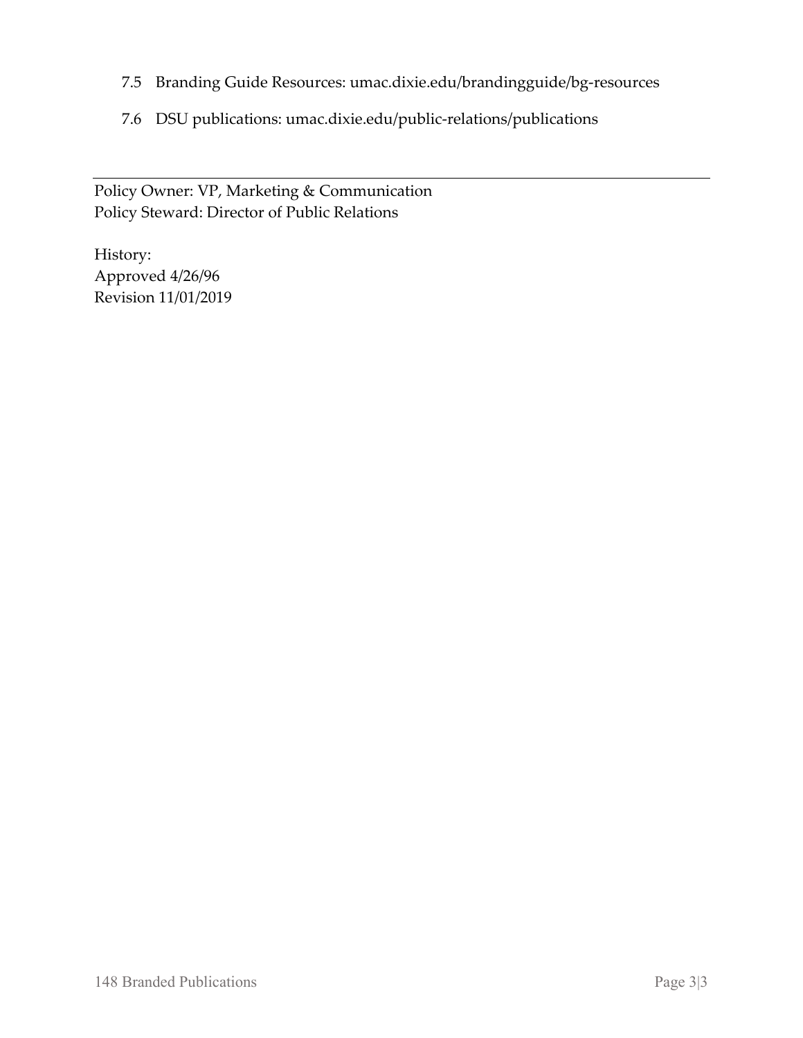7.5 Branding Guide Resources: umac.dixie.edu/brandingguide/bg-resources

7.6 DSU publications: umac.dixie.edu/public-relations/publications

---

Policy Owner: VP, Marketing & Communication
Policy Steward: Director of Public Relations

History:
Approved 4/26/96
Revision 11/01/2019